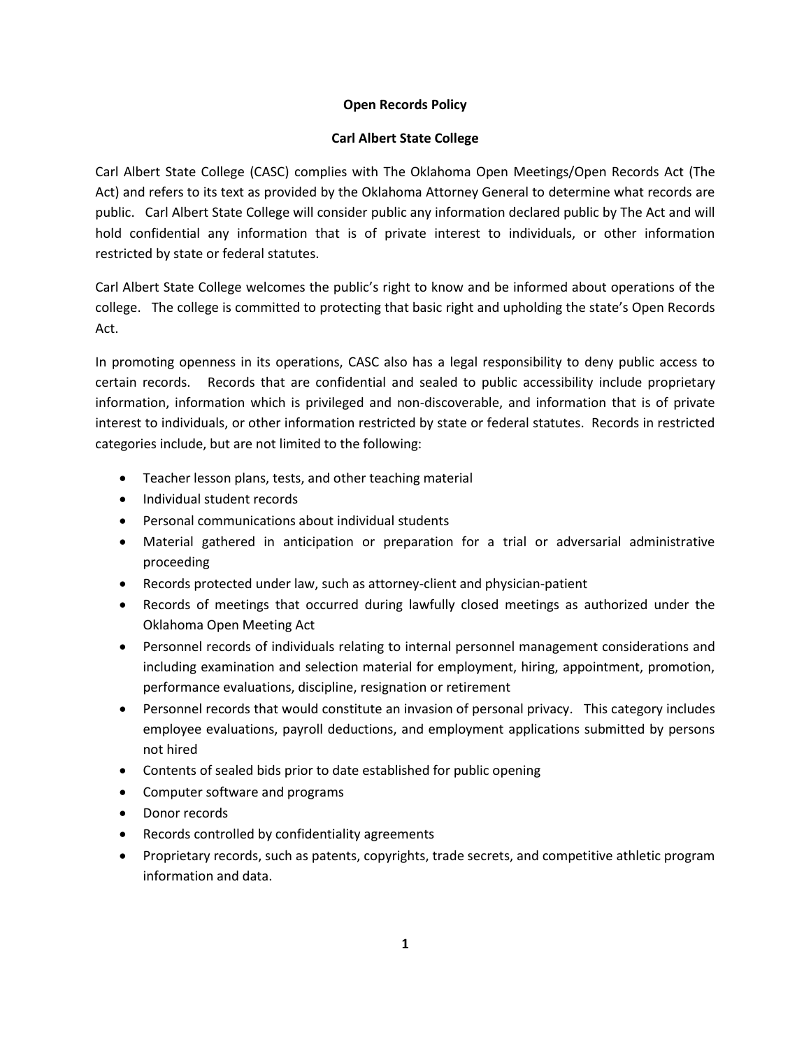**Open Records Policy**

**Carl Albert State College**

Carl Albert State College (CASC) complies with The Oklahoma Open Meetings/Open Records Act (The Act) and refers to its text as provided by the Oklahoma Attorney General to determine what records are public. Carl Albert State College will consider public any information declared public by The Act and will hold confidential any information that is of private interest to individuals, or other information restricted by state or federal statutes.

Carl Albert State College welcomes the public's right to know and be informed about operations of the college. The college is committed to protecting that basic right and upholding the state's Open Records Act.

In promoting openness in its operations, CASC also has a legal responsibility to deny public access to certain records. Records that are confidential and sealed to public accessibility include proprietary information, information which is privileged and non-discoverable, and information that is of private interest to individuals, or other information restricted by state or federal statutes. Records in restricted categories include, but are not limited to the following:

- Teacher lesson plans, tests, and other teaching material
- Individual student records
- Personal communications about individual students
- Material gathered in anticipation or preparation for a trial or adversarial administrative proceeding
- Records protected under law, such as attorney-client and physician-patient
- Records of meetings that occurred during lawfully closed meetings as authorized under the Oklahoma Open Meeting Act
- Personnel records of individuals relating to internal personnel management considerations and including examination and selection material for employment, hiring, appointment, promotion, performance evaluations, discipline, resignation or retirement
- Personnel records that would constitute an invasion of personal privacy. This category includes employee evaluations, payroll deductions, and employment applications submitted by persons not hired
- Contents of sealed bids prior to date established for public opening
- Computer software and programs
- Donor records
- Records controlled by confidentiality agreements
- Proprietary records, such as patents, copyrights, trade secrets, and competitive athletic program information and data.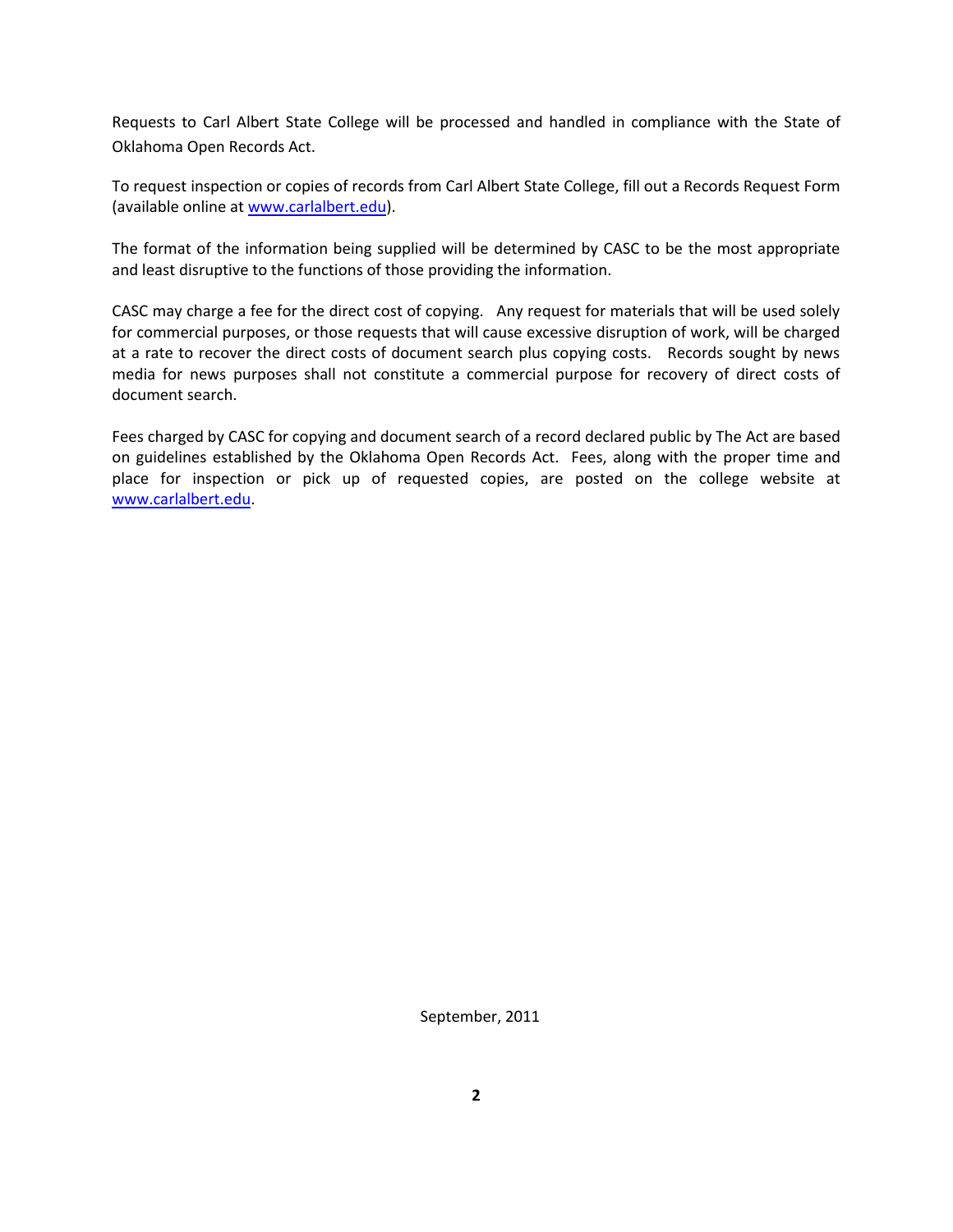Requests to Carl Albert State College will be processed and handled in compliance with the State of Oklahoma Open Records Act.

To request inspection or copies of records from Carl Albert State College, fill out a Records Request Form (available online at www.carlalbert.edu).

The format of the information being supplied will be determined by CASC to be the most appropriate and least disruptive to the functions of those providing the information.

CASC may charge a fee for the direct cost of copying. Any request for materials that will be used solely for commercial purposes, or those requests that will cause excessive disruption of work, will be charged at a rate to recover the direct costs of document search plus copying costs. Records sought by news media for news purposes shall not constitute a commercial purpose for recovery of direct costs of document search.

Fees charged by CASC for copying and document search of a record declared public by The Act are based on guidelines established by the Oklahoma Open Records Act. Fees, along with the proper time and place for inspection or pick up of requested copies, are posted on the college website at www.carlalbert.edu.

September, 2011